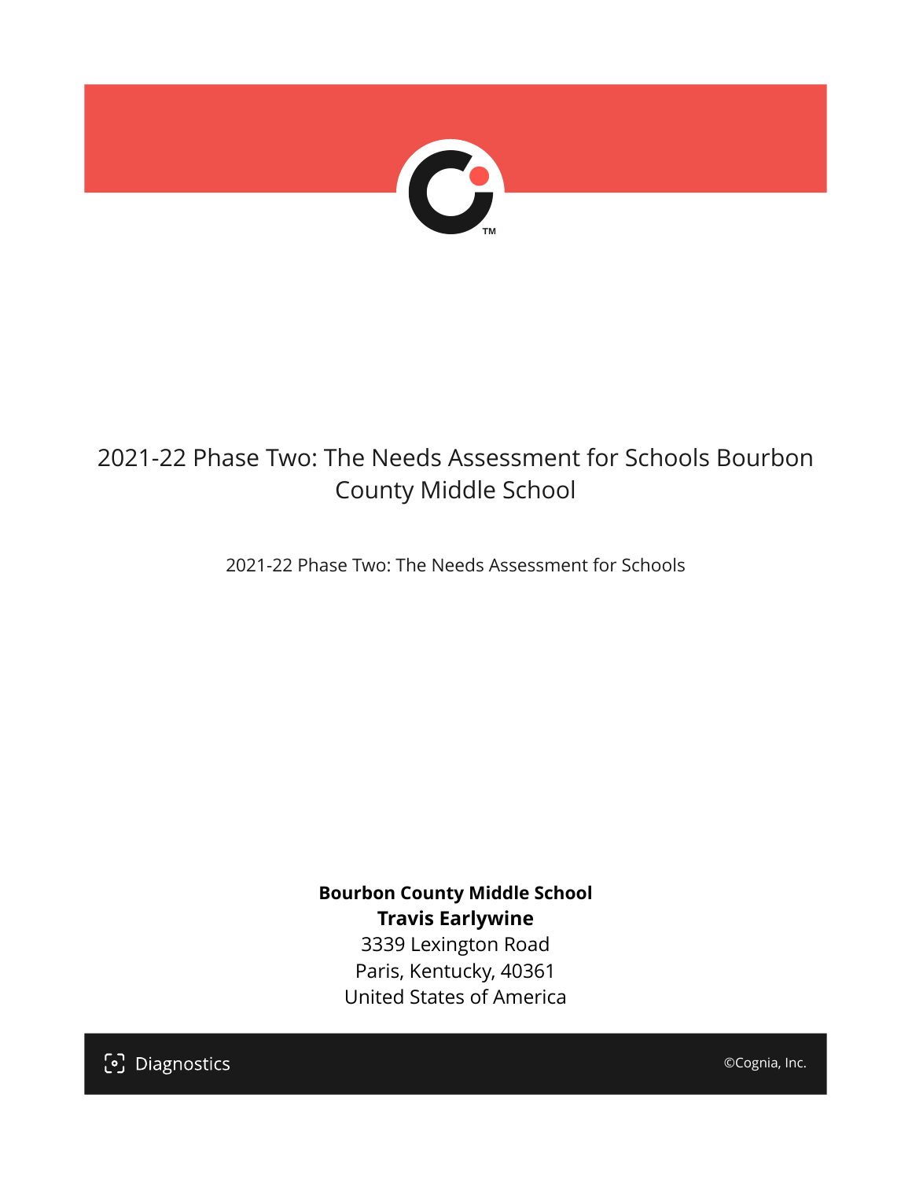# 2021-22 Phase Two: The Needs Assessment for Schools Bourbon County Middle School

2021-22 Phase Two: The Needs Assessment for Schools

**Bourbon County Middle School**
**Travis Earlywine**
3339 Lexington Road
Paris, Kentucky, 40361
United States of America

Diagnostics

©Cognia, Inc.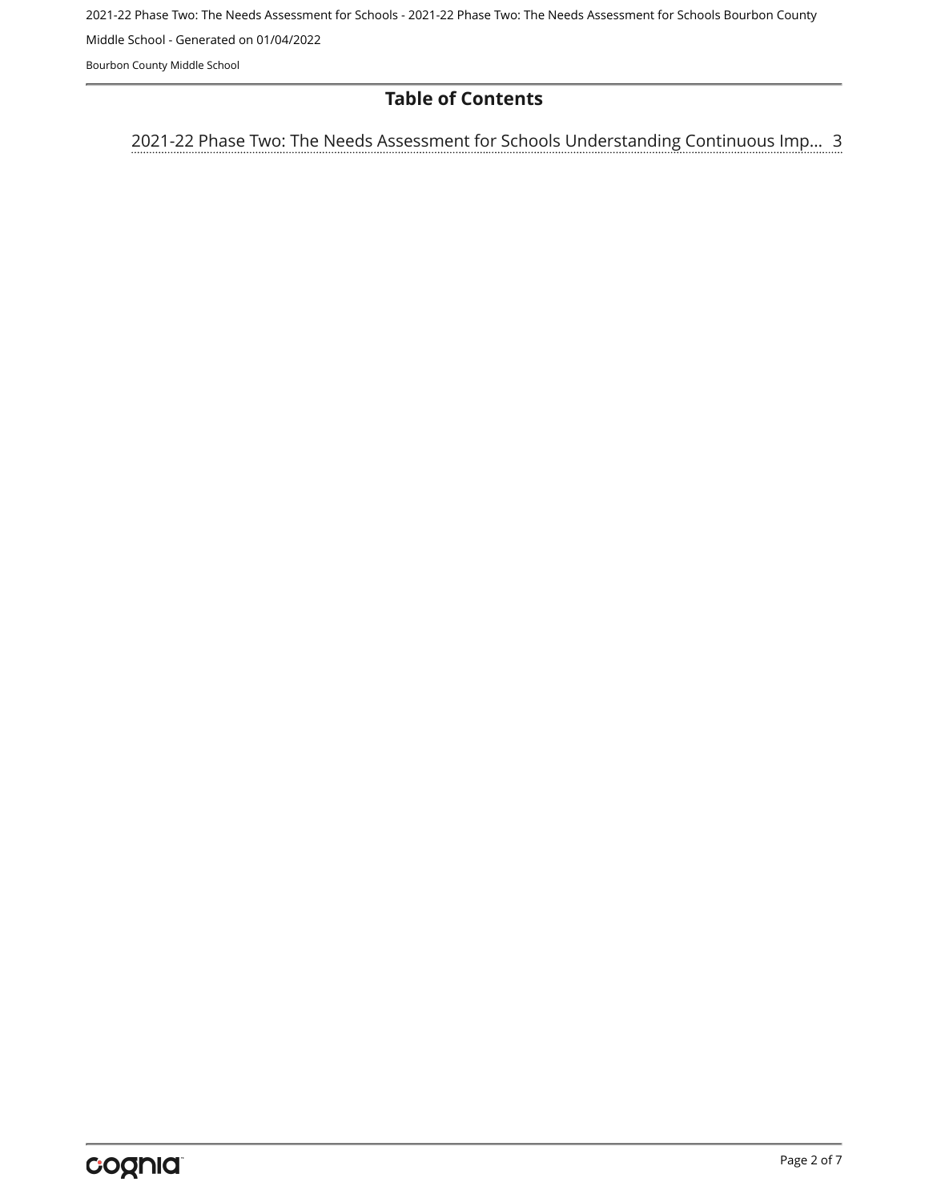# Table of Contents

2021-22 Phase Two: The Needs Assessment for Schools Understanding Continuous Imp... 3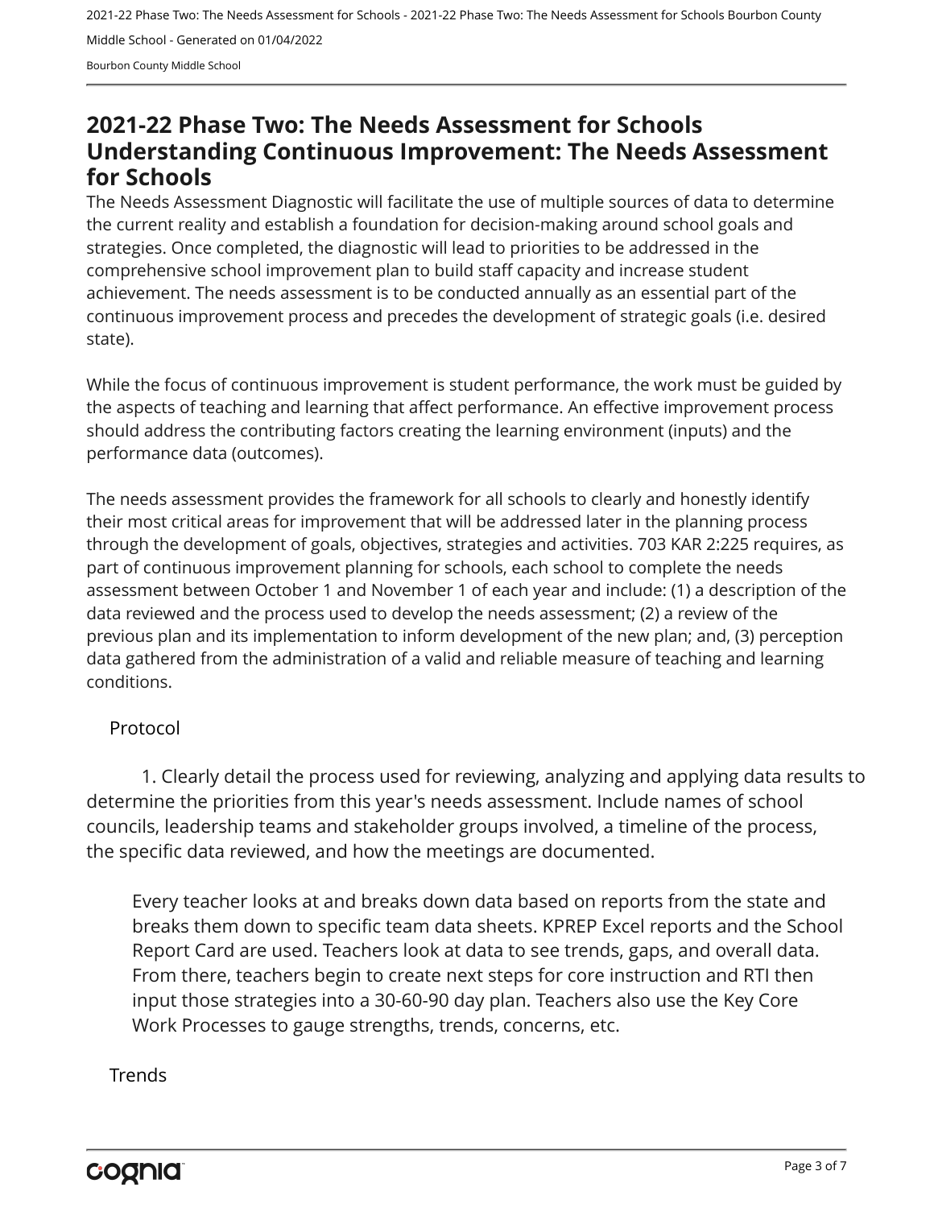# 2021-22 Phase Two: The Needs Assessment for Schools Understanding Continuous Improvement: The Needs Assessment for Schools

The Needs Assessment Diagnostic will facilitate the use of multiple sources of data to determine the current reality and establish a foundation for decision-making around school goals and strategies. Once completed, the diagnostic will lead to priorities to be addressed in the comprehensive school improvement plan to build staff capacity and increase student achievement. The needs assessment is to be conducted annually as an essential part of the continuous improvement process and precedes the development of strategic goals (i.e. desired state).

While the focus of continuous improvement is student performance, the work must be guided by the aspects of teaching and learning that affect performance. An effective improvement process should address the contributing factors creating the learning environment (inputs) and the performance data (outcomes).

The needs assessment provides the framework for all schools to clearly and honestly identify their most critical areas for improvement that will be addressed later in the planning process through the development of goals, objectives, strategies and activities. 703 KAR 2:225 requires, as part of continuous improvement planning for schools, each school to complete the needs assessment between October 1 and November 1 of each year and include: (1) a description of the data reviewed and the process used to develop the needs assessment; (2) a review of the previous plan and its implementation to inform development of the new plan; and, (3) perception data gathered from the administration of a valid and reliable measure of teaching and learning conditions.

## Protocol

1. Clearly detail the process used for reviewing, analyzing and applying data results to determine the priorities from this year's needs assessment. Include names of school councils, leadership teams and stakeholder groups involved, a timeline of the process, the specific data reviewed, and how the meetings are documented.

Every teacher looks at and breaks down data based on reports from the state and breaks them down to specific team data sheets. KPREP Excel reports and the School Report Card are used. Teachers look at data to see trends, gaps, and overall data. From there, teachers begin to create next steps for core instruction and RTI then input those strategies into a 30-60-90 day plan. Teachers also use the Key Core Work Processes to gauge strengths, trends, concerns, etc.

## Trends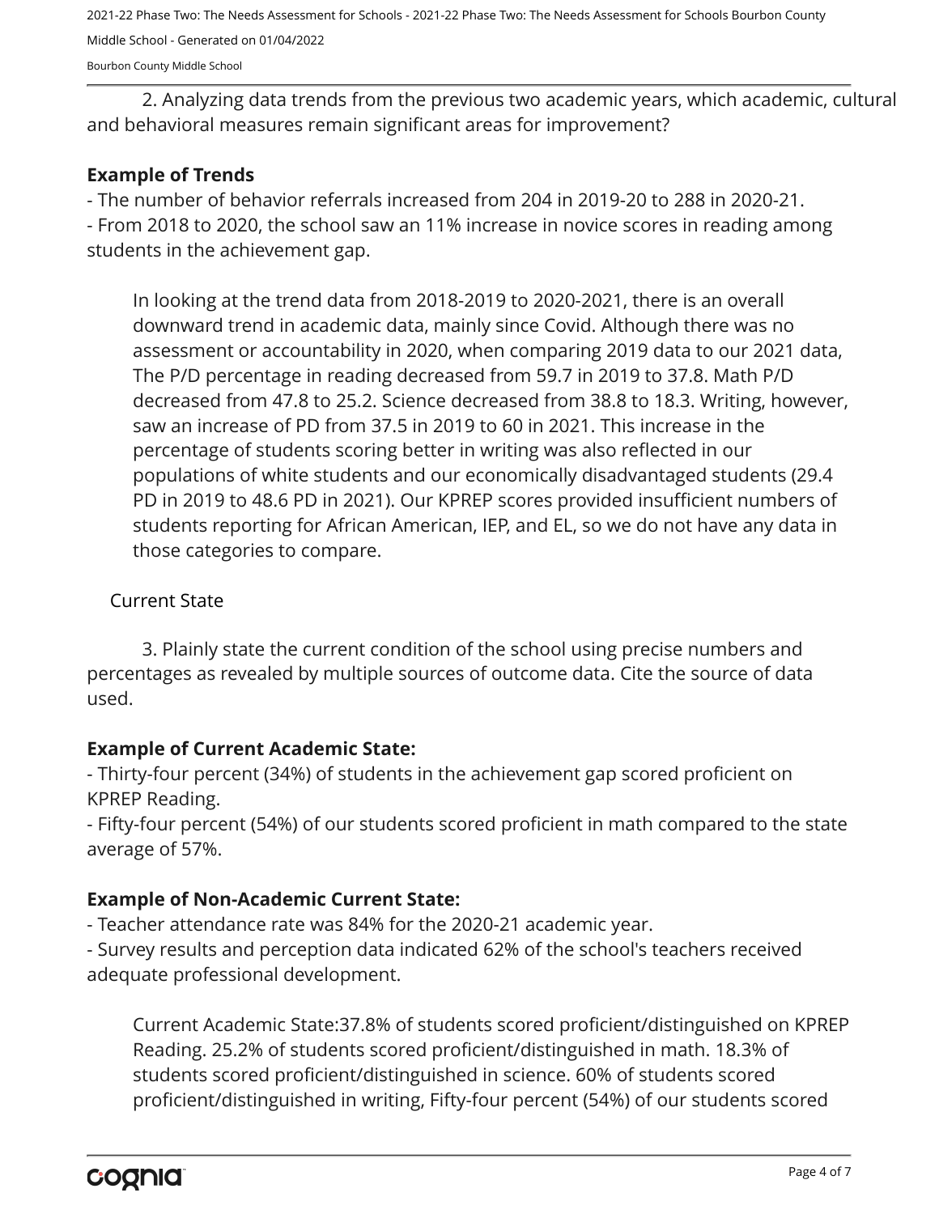2. Analyzing data trends from the previous two academic years, which academic, cultural and behavioral measures remain significant areas for improvement?

**Example of Trends**

- The number of behavior referrals increased from 204 in 2019-20 to 288 in 2020-21.
- From 2018 to 2020, the school saw an 11% increase in novice scores in reading among students in the achievement gap.

In looking at the trend data from 2018-2019 to 2020-2021, there is an overall downward trend in academic data, mainly since Covid. Although there was no assessment or accountability in 2020, when comparing 2019 data to our 2021 data, The P/D percentage in reading decreased from 59.7 in 2019 to 37.8. Math P/D decreased from 47.8 to 25.2. Science decreased from 38.8 to 18.3. Writing, however, saw an increase of PD from 37.5 in 2019 to 60 in 2021. This increase in the percentage of students scoring better in writing was also reflected in our populations of white students and our economically disadvantaged students (29.4 PD in 2019 to 48.6 PD in 2021). Our KPREP scores provided insufficient numbers of students reporting for African American, IEP, and EL, so we do not have any data in those categories to compare.

Current State

3. Plainly state the current condition of the school using precise numbers and percentages as revealed by multiple sources of outcome data. Cite the source of data used.

**Example of Current Academic State:**

- Thirty-four percent (34%) of students in the achievement gap scored proficient on KPREP Reading.
- Fifty-four percent (54%) of our students scored proficient in math compared to the state average of 57%.

**Example of Non-Academic Current State:**

- Teacher attendance rate was 84% for the 2020-21 academic year.
- Survey results and perception data indicated 62% of the school's teachers received adequate professional development.

Current Academic State:37.8% of students scored proficient/distinguished on KPREP Reading. 25.2% of students scored proficient/distinguished in math. 18.3% of students scored proficient/distinguished in science. 60% of students scored proficient/distinguished in writing, Fifty-four percent (54%) of our students scored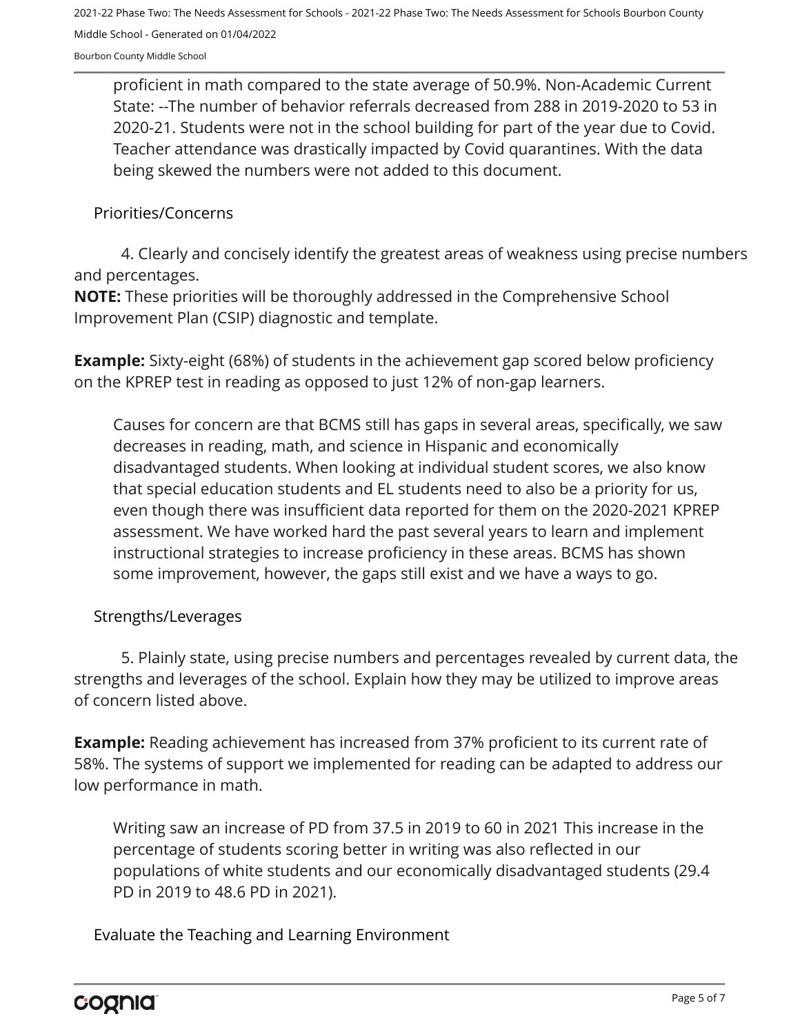proficient in math compared to the state average of 50.9%. Non-Academic Current State: --The number of behavior referrals decreased from 288 in 2019-2020 to 53 in 2020-21. Students were not in the school building for part of the year due to Covid. Teacher attendance was drastically impacted by Covid quarantines. With the data being skewed the numbers were not added to this document.

## Priorities/Concerns

4. Clearly and concisely identify the greatest areas of weakness using precise numbers and percentages.

**NOTE:** These priorities will be thoroughly addressed in the Comprehensive School Improvement Plan (CSIP) diagnostic and template.

**Example:** Sixty-eight (68%) of students in the achievement gap scored below proficiency on the KPREP test in reading as opposed to just 12% of non-gap learners.

Causes for concern are that BCMS still has gaps in several areas, specifically, we saw decreases in reading, math, and science in Hispanic and economically disadvantaged students. When looking at individual student scores, we also know that special education students and EL students need to also be a priority for us, even though there was insufficient data reported for them on the 2020-2021 KPREP assessment. We have worked hard the past several years to learn and implement instructional strategies to increase proficiency in these areas. BCMS has shown some improvement, however, the gaps still exist and we have a ways to go.

## Strengths/Leverages

5. Plainly state, using precise numbers and percentages revealed by current data, the strengths and leverages of the school. Explain how they may be utilized to improve areas of concern listed above.

**Example:** Reading achievement has increased from 37% proficient to its current rate of 58%. The systems of support we implemented for reading can be adapted to address our low performance in math.

Writing saw an increase of PD from 37.5 in 2019 to 60 in 2021 This increase in the percentage of students scoring better in writing was also reflected in our populations of white students and our economically disadvantaged students (29.4 PD in 2019 to 48.6 PD in 2021).

## Evaluate the Teaching and Learning Environment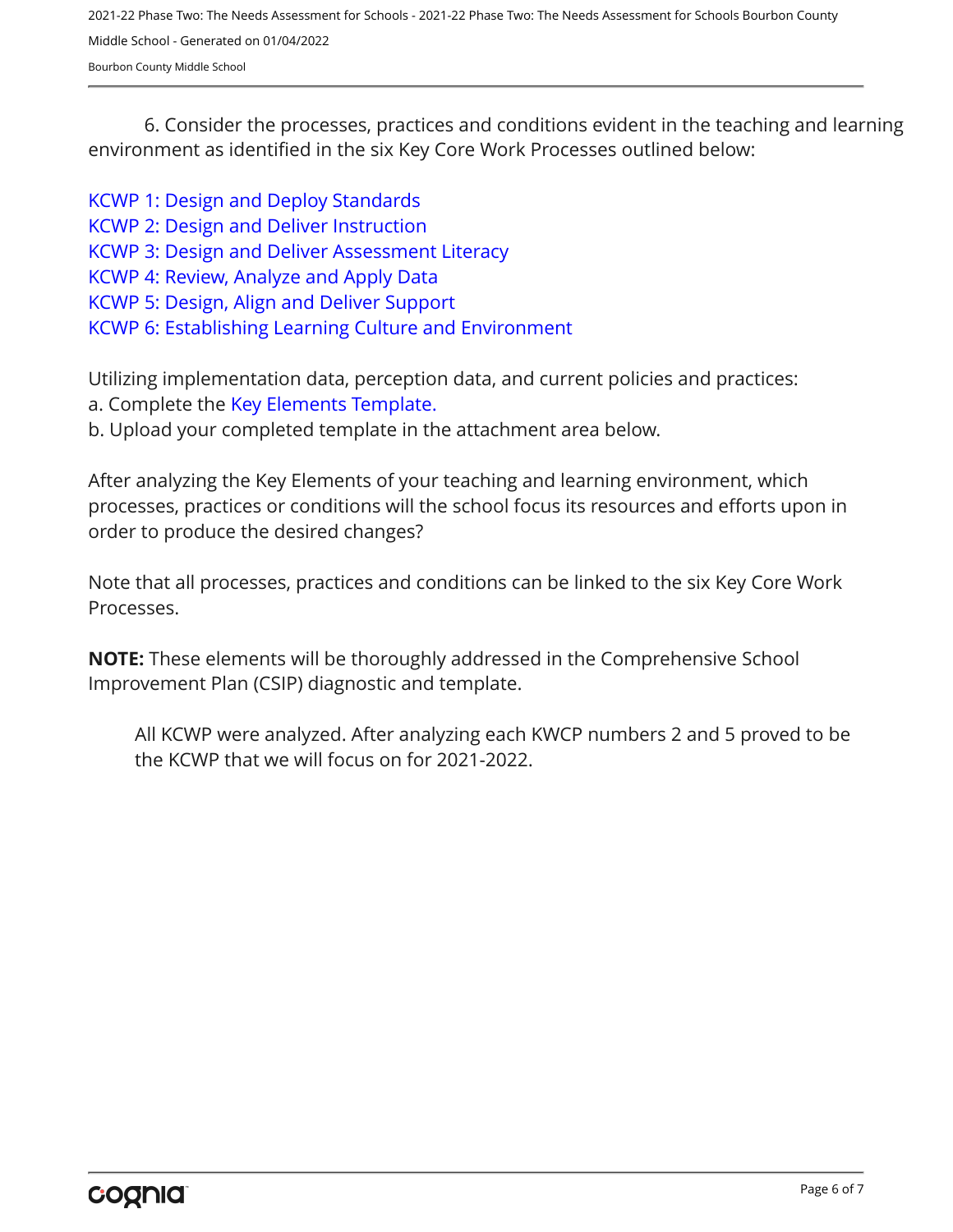6. Consider the processes, practices and conditions evident in the teaching and learning environment as identified in the six Key Core Work Processes outlined below:

KCWP 1: Design and Deploy Standards
KCWP 2: Design and Deliver Instruction
KCWP 3: Design and Deliver Assessment Literacy
KCWP 4: Review, Analyze and Apply Data
KCWP 5: Design, Align and Deliver Support
KCWP 6: Establishing Learning Culture and Environment

Utilizing implementation data, perception data, and current policies and practices:
a. Complete the Key Elements Template.
b. Upload your completed template in the attachment area below.

After analyzing the Key Elements of your teaching and learning environment, which processes, practices or conditions will the school focus its resources and efforts upon in order to produce the desired changes?

Note that all processes, practices and conditions can be linked to the six Key Core Work Processes.

**NOTE:** These elements will be thoroughly addressed in the Comprehensive School Improvement Plan (CSIP) diagnostic and template.

All KCWP were analyzed. After analyzing each KWCP numbers 2 and 5 proved to be the KCWP that we will focus on for 2021-2022.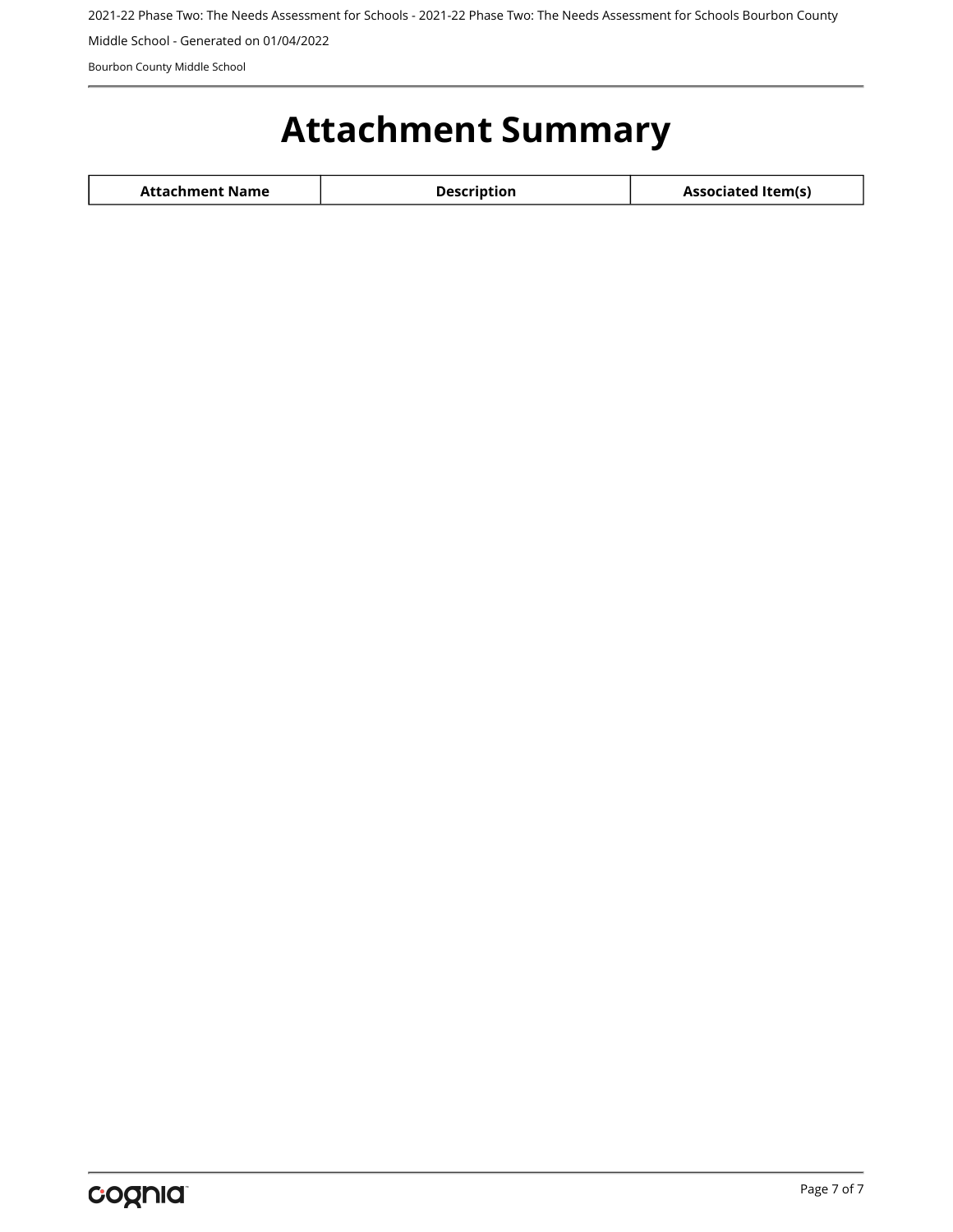# Attachment Summary

| Attachment Name | Description | Associated Item(s) |
| --- | --- | --- |